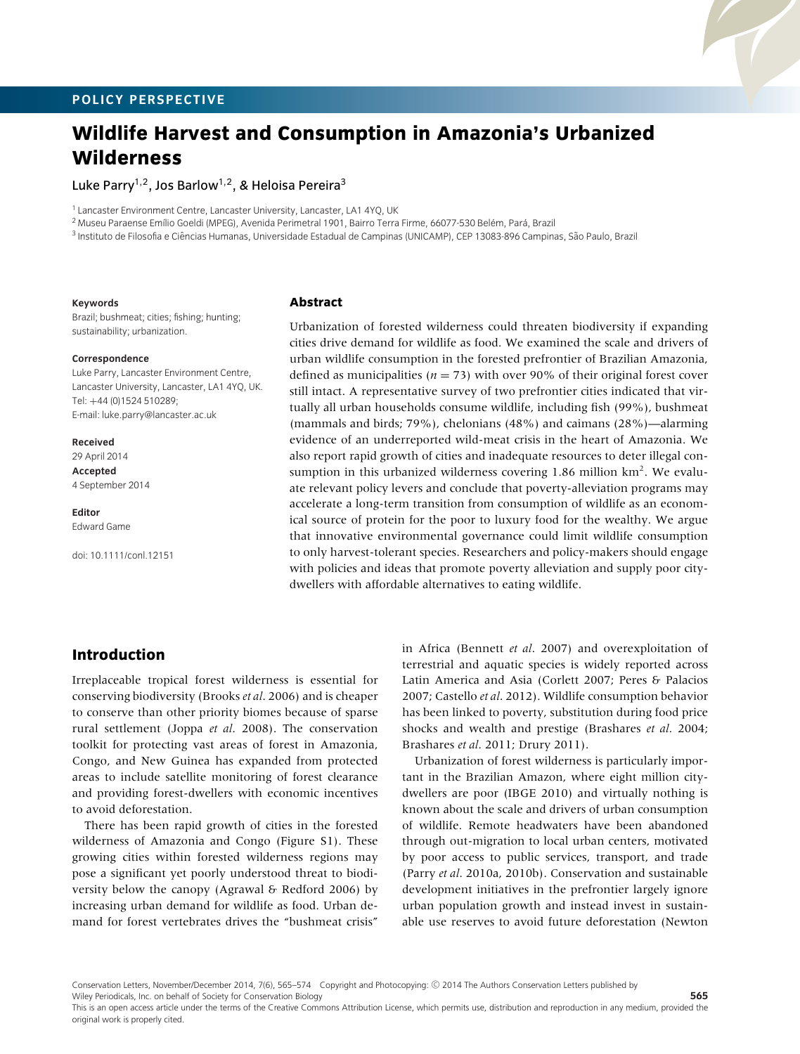POLICY PERSPECTIVE

# Wildlife Harvest and Consumption in Amazonia's Urbanized Wilderness

Luke Parry[1,2], Jos Barlow[1,2], & Heloisa Pereira[3]

[1] Lancaster Environment Centre, Lancaster University, Lancaster, LA1 4YQ, UK

[2] Museu Paraense Emílio Goeldi (MPEG), Avenida Perimetral 1901, Bairro Terra Firme, 66077-530 Belém, Pará, Brazil

[3] Instituto de Filosofia e Ciências Humanas, Universidade Estadual de Campinas (UNICAMP), CEP 13083-896 Campinas, São Paulo, Brazil

**Keywords**
Brazil; bushmeat; cities; fishing; hunting; sustainability; urbanization.

**Correspondence**
Luke Parry, Lancaster Environment Centre, Lancaster University, Lancaster, LA1 4YQ, UK.
Tel: +44 (0)1524 510289;
E-mail: luke.parry@lancaster.ac.uk

**Received**
29 April 2014

**Accepted**
4 September 2014

**Editor**
Edward Game

doi: 10.1111/conl.12151

## Abstract

Urbanization of forested wilderness could threaten biodiversity if expanding cities drive demand for wildlife as food. We examined the scale and drivers of urban wildlife consumption in the forested prefrontier of Brazilian Amazonia, defined as municipalities ($n = 73$) with over 90% of their original forest cover still intact. A representative survey of two prefrontier cities indicated that virtually all urban households consume wildlife, including fish (99%), bushmeat (mammals and birds; 79%), chelonians (48%) and caimans (28%)—alarming evidence of an underreported wild-meat crisis in the heart of Amazonia. We also report rapid growth of cities and inadequate resources to deter illegal consumption in this urbanized wilderness covering 1.86 million km$^2$. We evaluate relevant policy levers and conclude that poverty-alleviation programs may accelerate a long-term transition from consumption of wildlife as an economical source of protein for the poor to luxury food for the wealthy. We argue that innovative environmental governance could limit wildlife consumption to only harvest-tolerant species. Researchers and policy-makers should engage with policies and ideas that promote poverty alleviation and supply poor city-dwellers with affordable alternatives to eating wildlife.

## Introduction

Irreplaceable tropical forest wilderness is essential for conserving biodiversity (Brooks *et al*. 2006) and is cheaper to conserve than other priority biomes because of sparse rural settlement (Joppa *et al*. 2008). The conservation toolkit for protecting vast areas of forest in Amazonia, Congo, and New Guinea has expanded from protected areas to include satellite monitoring of forest clearance and providing forest-dwellers with economic incentives to avoid deforestation.

There has been rapid growth of cities in the forested wilderness of Amazonia and Congo (Figure S1). These growing cities within forested wilderness regions may pose a significant yet poorly understood threat to biodiversity below the canopy (Agrawal & Redford 2006) by increasing urban demand for wildlife as food. Urban demand for forest vertebrates drives the "bushmeat crisis" in Africa (Bennett *et al*. 2007) and overexploitation of terrestrial and aquatic species is widely reported across Latin America and Asia (Corlett 2007; Peres & Palacios 2007; Castello *et al*. 2012). Wildlife consumption behavior has been linked to poverty, substitution during food price shocks and wealth and prestige (Brashares *et al*. 2004; Brashares *et al*. 2011; Drury 2011).

Urbanization of forest wilderness is particularly important in the Brazilian Amazon, where eight million city-dwellers are poor (IBGE 2010) and virtually nothing is known about the scale and drivers of urban consumption of wildlife. Remote headwaters have been abandoned through out-migration to local urban centers, motivated by poor access to public services, transport, and trade (Parry *et al*. 2010a, 2010b). Conservation and sustainable development initiatives in the prefrontier largely ignore urban population growth and instead invest in sustainable use reserves to avoid future deforestation (Newton

This is an open access article under the terms of the Creative Commons Attribution License, which permits use, distribution and reproduction in any medium, provided the original work is properly cited.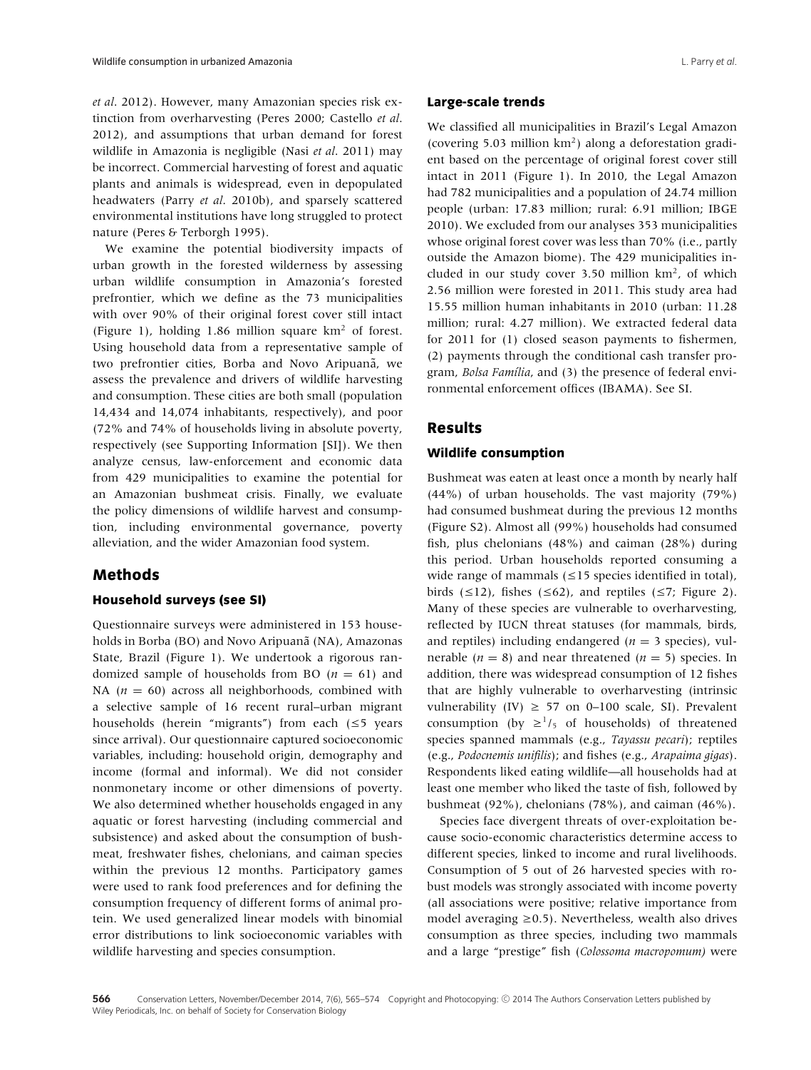*et al.* 2012). However, many Amazonian species risk extinction from overharvesting (Peres 2000; Castello *et al.* 2012), and assumptions that urban demand for forest wildlife in Amazonia is negligible (Nasi *et al.* 2011) may be incorrect. Commercial harvesting of forest and aquatic plants and animals is widespread, even in depopulated headwaters (Parry *et al.* 2010b), and sparsely scattered environmental institutions have long struggled to protect nature (Peres & Terborgh 1995).

We examine the potential biodiversity impacts of urban growth in the forested wilderness by assessing urban wildlife consumption in Amazonia's forested prefrontier, which we define as the 73 municipalities with over 90% of their original forest cover still intact (Figure 1), holding 1.86 million square km$^2$ of forest. Using household data from a representative sample of two prefrontier cities, Borba and Novo Aripuanã, we assess the prevalence and drivers of wildlife harvesting and consumption. These cities are both small (population 14,434 and 14,074 inhabitants, respectively), and poor (72% and 74% of households living in absolute poverty, respectively (see Supporting Information [SI]). We then analyze census, law-enforcement and economic data from 429 municipalities to examine the potential for an Amazonian bushmeat crisis. Finally, we evaluate the policy dimensions of wildlife harvest and consumption, including environmental governance, poverty alleviation, and the wider Amazonian food system.

## Methods

### Household surveys (see SI)

Questionnaire surveys were administered in 153 households in Borba (BO) and Novo Aripuanã (NA), Amazonas State, Brazil (Figure 1). We undertook a rigorous randomized sample of households from BO ($n = 61$) and NA ($n = 60$) across all neighborhoods, combined with a selective sample of 16 recent rural–urban migrant households (herein "migrants") from each ($\leq 5$ years since arrival). Our questionnaire captured socioeconomic variables, including: household origin, demography and income (formal and informal). We did not consider nonmonetary income or other dimensions of poverty. We also determined whether households engaged in any aquatic or forest harvesting (including commercial and subsistence) and asked about the consumption of bushmeat, freshwater fishes, chelonians, and caiman species within the previous 12 months. Participatory games were used to rank food preferences and for defining the consumption frequency of different forms of animal protein. We used generalized linear models with binomial error distributions to link socioeconomic variables with wildlife harvesting and species consumption.

### Large-scale trends

We classified all municipalities in Brazil's Legal Amazon (covering 5.03 million km$^2$) along a deforestation gradient based on the percentage of original forest cover still intact in 2011 (Figure 1). In 2010, the Legal Amazon had 782 municipalities and a population of 24.74 million people (urban: 17.83 million; rural: 6.91 million; IBGE 2010). We excluded from our analyses 353 municipalities whose original forest cover was less than 70% (i.e., partly outside the Amazon biome). The 429 municipalities included in our study cover 3.50 million km$^2$, of which 2.56 million were forested in 2011. This study area had 15.55 million human inhabitants in 2010 (urban: 11.28 million; rural: 4.27 million). We extracted federal data for 2011 for (1) closed season payments to fishermen, (2) payments through the conditional cash transfer program, *Bolsa Família*, and (3) the presence of federal environmental enforcement offices (IBAMA). See SI.

## Results

### Wildlife consumption

Bushmeat was eaten at least once a month by nearly half (44%) of urban households. The vast majority (79%) had consumed bushmeat during the previous 12 months (Figure S2). Almost all (99%) households had consumed fish, plus chelonians (48%) and caiman (28%) during this period. Urban households reported consuming a wide range of mammals ($\leq 15$ species identified in total), birds ($\leq 12$), fishes ($\leq 62$), and reptiles ($\leq 7$; Figure 2). Many of these species are vulnerable to overharvesting, reflected by IUCN threat statuses (for mammals, birds, and reptiles) including endangered ($n = 3$ species), vulnerable ($n = 8$) and near threatened ($n = 5$) species. In addition, there was widespread consumption of 12 fishes that are highly vulnerable to overharvesting (intrinsic vulnerability (IV) $\geq$ 57 on 0–100 scale, SI). Prevalent consumption (by $\geq {}^{1}/_{5}$ of households) of threatened species spanned mammals (e.g., *Tayassu pecari*); reptiles (e.g., *Podocnemis unifilis*); and fishes (e.g., *Arapaima gigas*). Respondents liked eating wildlife—all households had at least one member who liked the taste of fish, followed by bushmeat (92%), chelonians (78%), and caiman (46%).

Species face divergent threats of over-exploitation because socio-economic characteristics determine access to different species, linked to income and rural livelihoods. Consumption of 5 out of 26 harvested species with robust models was strongly associated with income poverty (all associations were positive; relative importance from model averaging $\geq 0.5$). Nevertheless, wealth also drives consumption as three species, including two mammals and a large "prestige" fish (*Colossoma macropomum)* were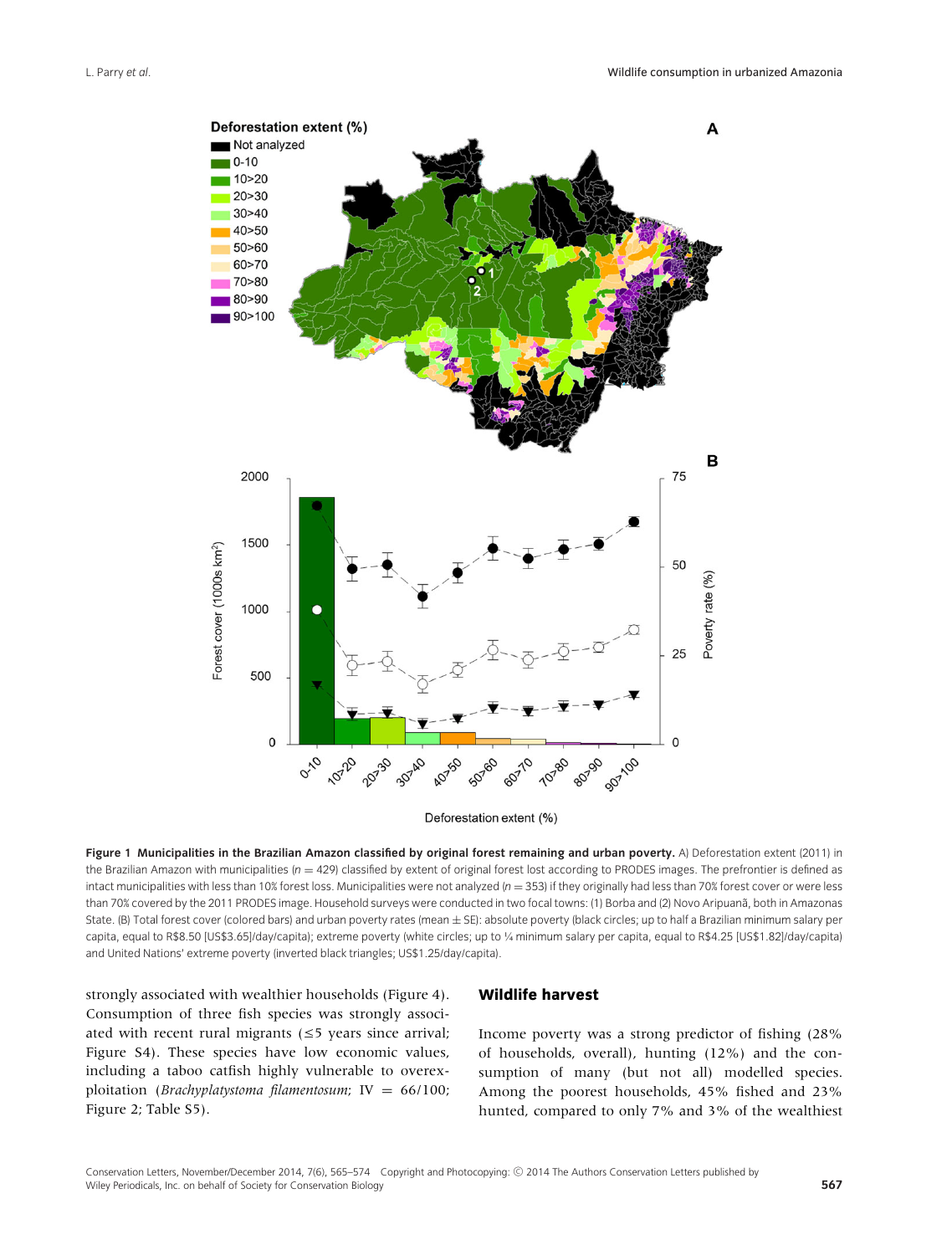**Figure 1 Municipalities in the Brazilian Amazon classified by original forest remaining and urban poverty.** A) Deforestation extent (2011) in the Brazilian Amazon with municipalities ($n = 429$) classified by extent of original forest lost according to PRODES images. The prefrontier is defined as intact municipalities with less than 10% forest loss. Municipalities were not analyzed ($n = 353$) if they originally had less than 70% forest cover or were less than 70% covered by the 2011 PRODES image. Household surveys were conducted in two focal towns: (1) Borba and (2) Novo Aripuanã, both in Amazonas State. (B) Total forest cover (colored bars) and urban poverty rates (mean ± SE): absolute poverty (black circles; up to half a Brazilian minimum salary per capita, equal to R$8.50 [US$3.65]/day/capita); extreme poverty (white circles; up to ¼ minimum salary per capita, equal to R$4.25 [US$1.82]/day/capita) and United Nations' extreme poverty (inverted black triangles; US$1.25/day/capita).

strongly associated with wealthier households (Figure 4). Consumption of three fish species was strongly associated with recent rural migrants (≤5 years since arrival; Figure S4). These species have low economic values, including a taboo catfish highly vulnerable to overexploitation (*Brachyplatystoma filamentosum*; IV = 66/100; Figure 2; Table S5).

## Wildlife harvest

Income poverty was a strong predictor of fishing (28% of households, overall), hunting (12%) and the consumption of many (but not all) modelled species. Among the poorest households, 45% fished and 23% hunted, compared to only 7% and 3% of the wealthiest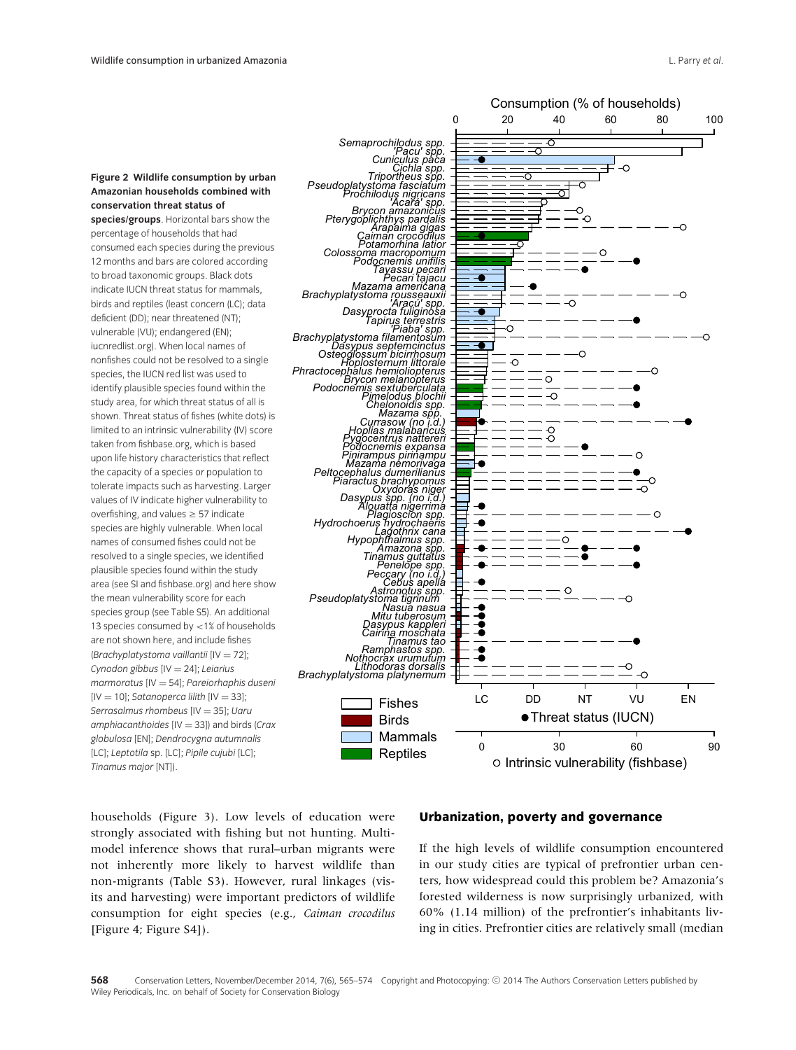**Figure 2 Wildlife consumption by urban Amazonian households combined with conservation threat status of species/groups**. Horizontal bars show the percentage of households that had consumed each species during the previous 12 months and bars are colored according to broad taxonomic groups. Black dots indicate IUCN threat status for mammals, birds and reptiles (least concern (LC); data deficient (DD); near threatened (NT); vulnerable (VU); endangered (EN); iucnredlist.org). When local names of nonfishes could not be resolved to a single species, the IUCN red list was used to identify plausible species found within the study area, for which threat status of all is shown. Threat status of fishes (white dots) is limited to an intrinsic vulnerability (IV) score taken from fishbase.org, which is based upon life history characteristics that reflect the capacity of a species or population to tolerate impacts such as harvesting. Larger values of IV indicate higher vulnerability to overfishing, and values ≥ 57 indicate species are highly vulnerable. When local names of consumed fishes could not be resolved to a single species, we identified plausible species found within the study area (see SI and fishbase.org) and here show the mean vulnerability score for each species group (see Table S5). An additional 13 species consumed by <1% of households are not shown here, and include fishes (*Brachyplatystoma vaillantii* [IV = 72]; *Cynodon gibbus* [IV = 24]; *Leiarius marmoratus* [IV = 54]; *Pareiorhaphis duseni* [IV = 10]; *Satanoperca lilith* [IV = 33]; *Serrasalmus rhombeus* [IV = 35]; *Uaru amphiacanthoides* [IV = 33]) and birds (*Crax globulosa* [EN]; *Dendrocygna autumnalis* [LC]; *Leptotila* sp. [LC]; *Pipile cujubi* [LC]; *Tinamus major* [NT]).

households (Figure 3). Low levels of education were strongly associated with fishing but not hunting. Multi-model inference shows that rural–urban migrants were not inherently more likely to harvest wildlife than non-migrants (Table S3). However, rural linkages (visits and harvesting) were important predictors of wildlife consumption for eight species (e.g., *Caiman crocodilus* [Figure 4; Figure S4]).

## Urbanization, poverty and governance

If the high levels of wildlife consumption encountered in our study cities are typical of prefrontier urban centers, how widespread could this problem be? Amazonia's forested wilderness is now surprisingly urbanized, with 60% (1.14 million) of the prefrontier's inhabitants living in cities. Prefrontier cities are relatively small (median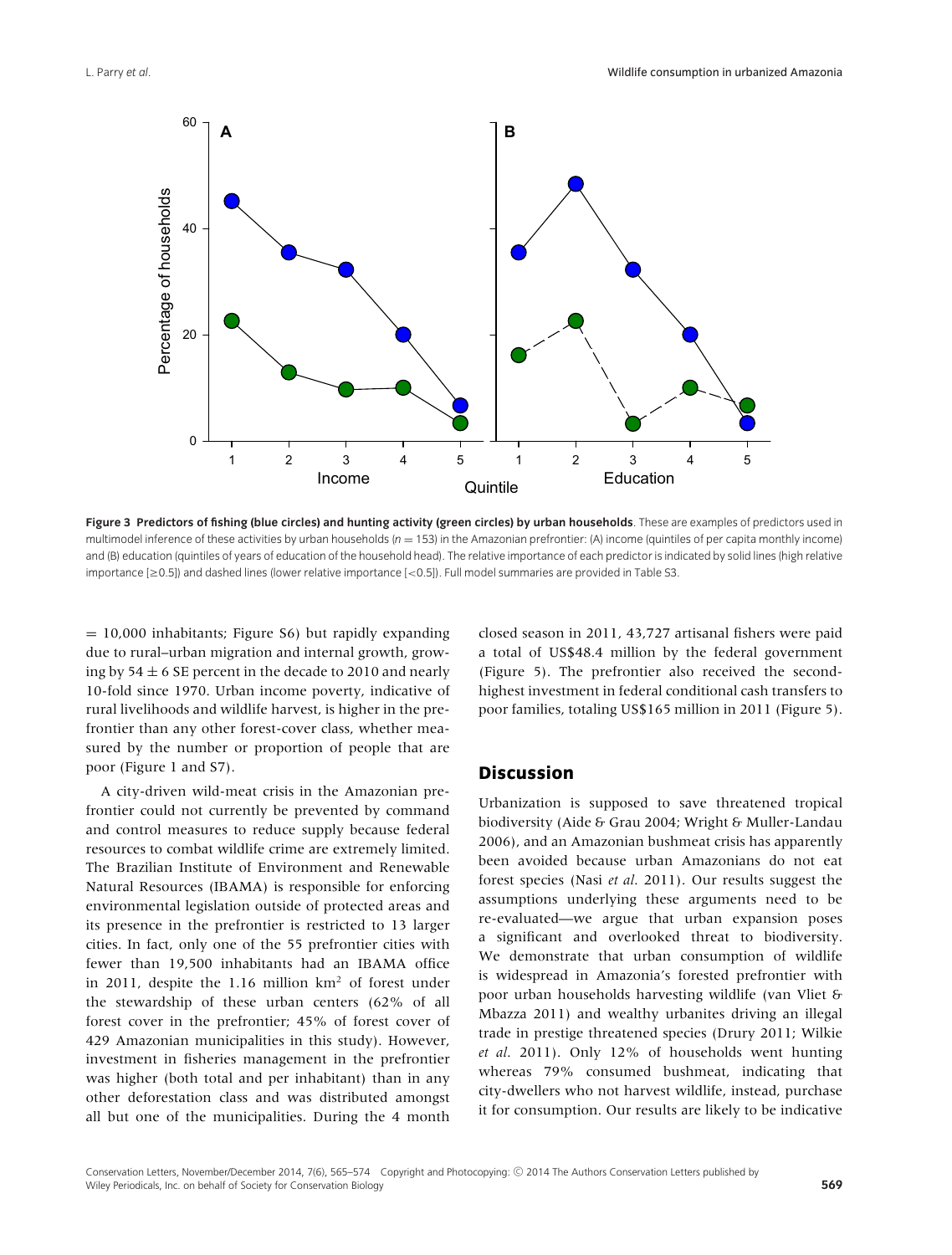**Figure 3 Predictors of fishing (blue circles) and hunting activity (green circles) by urban households**. These are examples of predictors used in multimodel inference of these activities by urban households ($n = 153$) in the Amazonian prefrontier: (A) income (quintiles of per capita monthly income) and (B) education (quintiles of years of education of the household head). The relative importance of each predictor is indicated by solid lines (high relative importance [≥0.5]) and dashed lines (lower relative importance [<0.5]). Full model summaries are provided in Table S3.

= 10,000 inhabitants; Figure S6) but rapidly expanding due to rural–urban migration and internal growth, growing by $54 \pm 6$ SE percent in the decade to 2010 and nearly 10-fold since 1970. Urban income poverty, indicative of rural livelihoods and wildlife harvest, is higher in the prefrontier than any other forest-cover class, whether measured by the number or proportion of people that are poor (Figure 1 and S7).

A city-driven wild-meat crisis in the Amazonian prefrontier could not currently be prevented by command and control measures to reduce supply because federal resources to combat wildlife crime are extremely limited. The Brazilian Institute of Environment and Renewable Natural Resources (IBAMA) is responsible for enforcing environmental legislation outside of protected areas and its presence in the prefrontier is restricted to 13 larger cities. In fact, only one of the 55 prefrontier cities with fewer than 19,500 inhabitants had an IBAMA office in 2011, despite the 1.16 million km$^2$ of forest under the stewardship of these urban centers (62% of all forest cover in the prefrontier; 45% of forest cover of 429 Amazonian municipalities in this study). However, investment in fisheries management in the prefrontier was higher (both total and per inhabitant) than in any other deforestation class and was distributed amongst all but one of the municipalities. During the 4 month closed season in 2011, 43,727 artisanal fishers were paid a total of US$48.4 million by the federal government (Figure 5). The prefrontier also received the second-highest investment in federal conditional cash transfers to poor families, totaling US$165 million in 2011 (Figure 5).

## Discussion

Urbanization is supposed to save threatened tropical biodiversity (Aide & Grau 2004; Wright & Muller-Landau 2006), and an Amazonian bushmeat crisis has apparently been avoided because urban Amazonians do not eat forest species (Nasi *et al*. 2011). Our results suggest the assumptions underlying these arguments need to be re-evaluated—we argue that urban expansion poses a significant and overlooked threat to biodiversity. We demonstrate that urban consumption of wildlife is widespread in Amazonia's forested prefrontier with poor urban households harvesting wildlife (van Vliet & Mbazza 2011) and wealthy urbanites driving an illegal trade in prestige threatened species (Drury 2011; Wilkie *et al*. 2011). Only 12% of households went hunting whereas 79% consumed bushmeat, indicating that city-dwellers who not harvest wildlife, instead, purchase it for consumption. Our results are likely to be indicative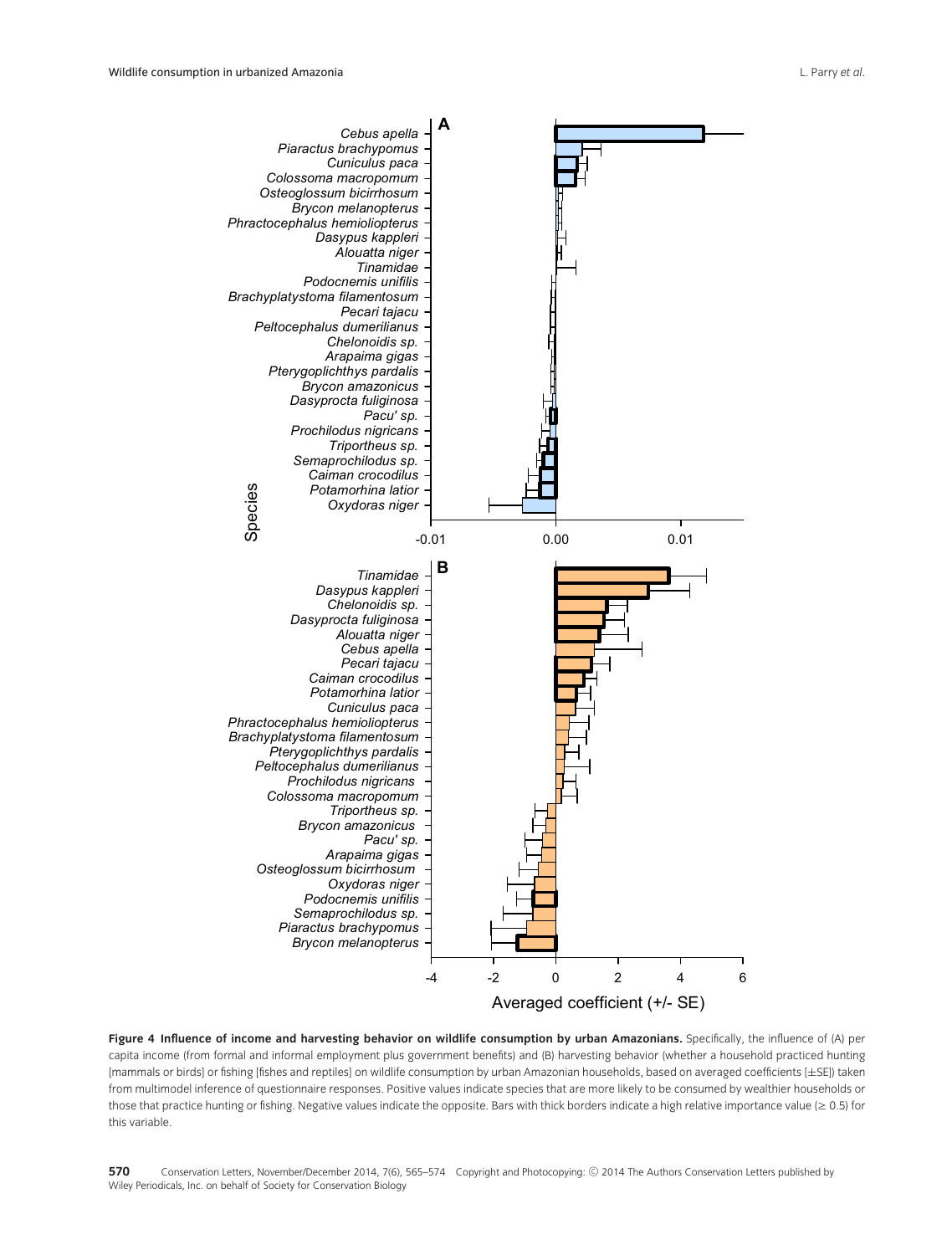**Figure 4 Influence of income and harvesting behavior on wildlife consumption by urban Amazonians.** Specifically, the influence of (A) per capita income (from formal and informal employment plus government benefits) and (B) harvesting behavior (whether a household practiced hunting [mammals or birds] or fishing [fishes and reptiles] on wildlife consumption by urban Amazonian households, based on averaged coefficients [±SE]) taken from multimodel inference of questionnaire responses. Positive values indicate species that are more likely to be consumed by wealthier households or those that practice hunting or fishing. Negative values indicate the opposite. Bars with thick borders indicate a high relative importance value (≥ 0.5) for this variable.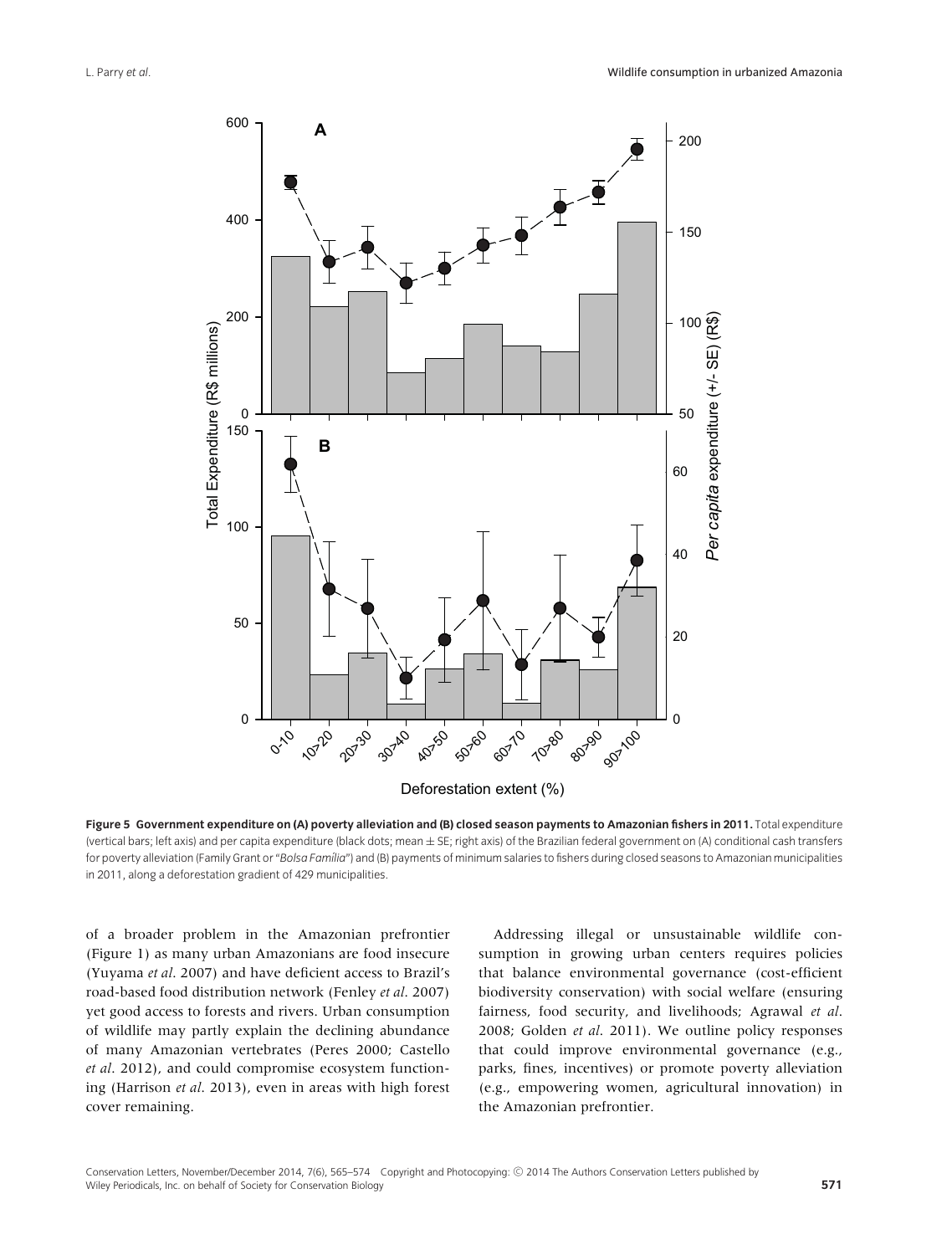**Figure 5 Government expenditure on (A) poverty alleviation and (B) closed season payments to Amazonian fishers in 2011.** Total expenditure (vertical bars; left axis) and per capita expenditure (black dots; mean ± SE; right axis) of the Brazilian federal government on (A) conditional cash transfers for poverty alleviation (Family Grant or "*Bolsa Família*") and (B) payments of minimum salaries to fishers during closed seasons to Amazonian municipalities in 2011, along a deforestation gradient of 429 municipalities.

of a broader problem in the Amazonian prefrontier (Figure 1) as many urban Amazonians are food insecure (Yuyama *et al*. 2007) and have deficient access to Brazil's road-based food distribution network (Fenley *et al*. 2007) yet good access to forests and rivers. Urban consumption of wildlife may partly explain the declining abundance of many Amazonian vertebrates (Peres 2000; Castello *et al*. 2012), and could compromise ecosystem functioning (Harrison *et al*. 2013), even in areas with high forest cover remaining.

Addressing illegal or unsustainable wildlife consumption in growing urban centers requires policies that balance environmental governance (cost-efficient biodiversity conservation) with social welfare (ensuring fairness, food security, and livelihoods; Agrawal *et al*. 2008; Golden *et al*. 2011). We outline policy responses that could improve environmental governance (e.g., parks, fines, incentives) or promote poverty alleviation (e.g., empowering women, agricultural innovation) in the Amazonian prefrontier.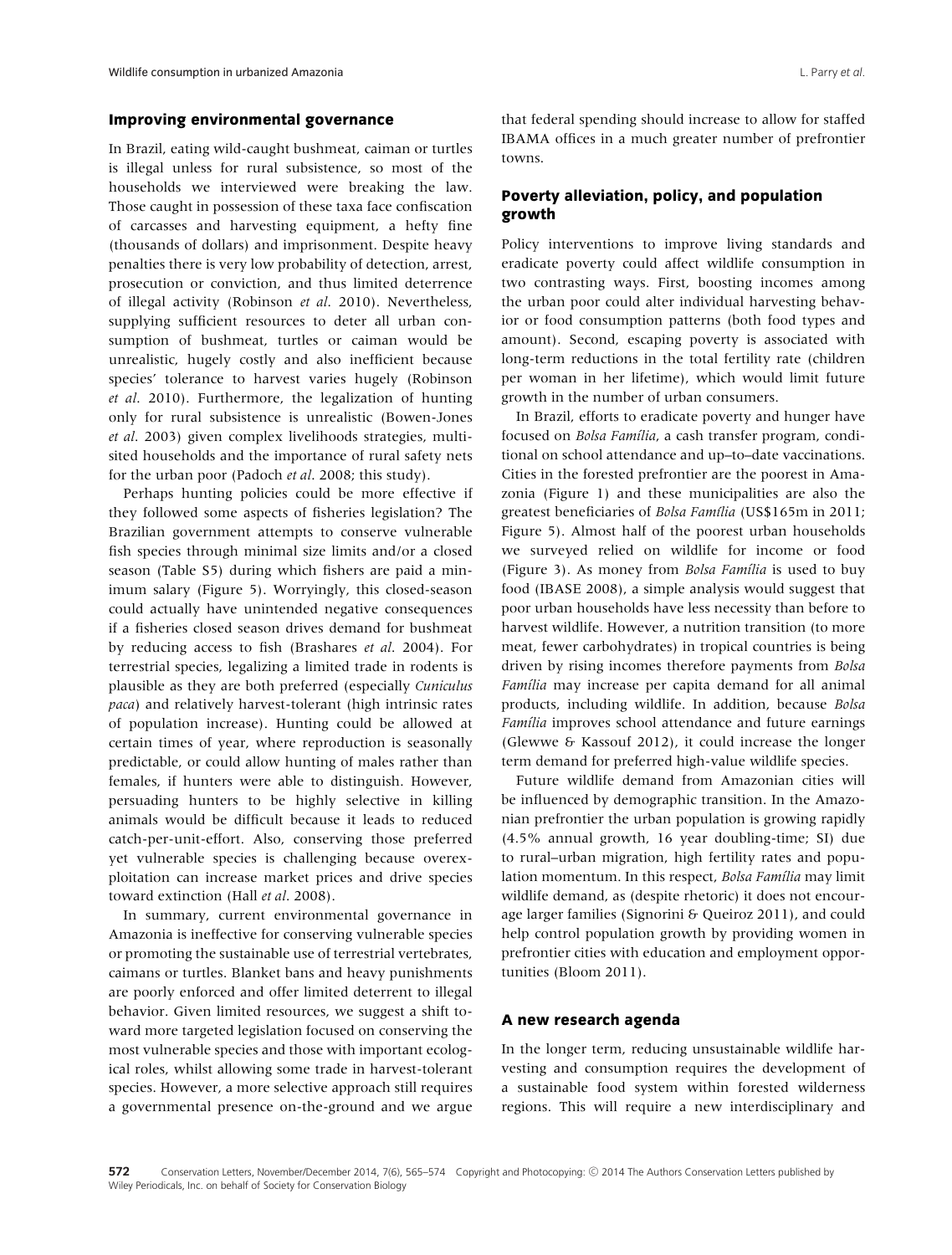## Improving environmental governance

In Brazil, eating wild-caught bushmeat, caiman or turtles is illegal unless for rural subsistence, so most of the households we interviewed were breaking the law. Those caught in possession of these taxa face confiscation of carcasses and harvesting equipment, a hefty fine (thousands of dollars) and imprisonment. Despite heavy penalties there is very low probability of detection, arrest, prosecution or conviction, and thus limited deterrence of illegal activity (Robinson *et al.* 2010). Nevertheless, supplying sufficient resources to deter all urban consumption of bushmeat, turtles or caiman would be unrealistic, hugely costly and also inefficient because species' tolerance to harvest varies hugely (Robinson *et al.* 2010). Furthermore, the legalization of hunting only for rural subsistence is unrealistic (Bowen-Jones *et al.* 2003) given complex livelihoods strategies, multi-sited households and the importance of rural safety nets for the urban poor (Padoch *et al.* 2008; this study).

Perhaps hunting policies could be more effective if they followed some aspects of fisheries legislation? The Brazilian government attempts to conserve vulnerable fish species through minimal size limits and/or a closed season (Table S5) during which fishers are paid a minimum salary (Figure 5). Worryingly, this closed-season could actually have unintended negative consequences if a fisheries closed season drives demand for bushmeat by reducing access to fish (Brashares *et al.* 2004). For terrestrial species, legalizing a limited trade in rodents is plausible as they are both preferred (especially *Cuniculus paca*) and relatively harvest-tolerant (high intrinsic rates of population increase). Hunting could be allowed at certain times of year, where reproduction is seasonally predictable, or could allow hunting of males rather than females, if hunters were able to distinguish. However, persuading hunters to be highly selective in killing animals would be difficult because it leads to reduced catch-per-unit-effort. Also, conserving those preferred yet vulnerable species is challenging because overexploitation can increase market prices and drive species toward extinction (Hall *et al.* 2008).

In summary, current environmental governance in Amazonia is ineffective for conserving vulnerable species or promoting the sustainable use of terrestrial vertebrates, caimans or turtles. Blanket bans and heavy punishments are poorly enforced and offer limited deterrent to illegal behavior. Given limited resources, we suggest a shift toward more targeted legislation focused on conserving the most vulnerable species and those with important ecological roles, whilst allowing some trade in harvest-tolerant species. However, a more selective approach still requires a governmental presence on-the-ground and we argue that federal spending should increase to allow for staffed IBAMA offices in a much greater number of prefrontier towns.

## Poverty alleviation, policy, and population growth

Policy interventions to improve living standards and eradicate poverty could affect wildlife consumption in two contrasting ways. First, boosting incomes among the urban poor could alter individual harvesting behavior or food consumption patterns (both food types and amount). Second, escaping poverty is associated with long-term reductions in the total fertility rate (children per woman in her lifetime), which would limit future growth in the number of urban consumers.

In Brazil, efforts to eradicate poverty and hunger have focused on *Bolsa Família*, a cash transfer program, conditional on school attendance and up–to–date vaccinations. Cities in the forested prefrontier are the poorest in Amazonia (Figure 1) and these municipalities are also the greatest beneficiaries of *Bolsa Família* (US\$165m in 2011; Figure 5). Almost half of the poorest urban households we surveyed relied on wildlife for income or food (Figure 3). As money from *Bolsa Família* is used to buy food (IBASE 2008), a simple analysis would suggest that poor urban households have less necessity than before to harvest wildlife. However, a nutrition transition (to more meat, fewer carbohydrates) in tropical countries is being driven by rising incomes therefore payments from *Bolsa Família* may increase per capita demand for all animal products, including wildlife. In addition, because *Bolsa Família* improves school attendance and future earnings (Glewwe & Kassouf 2012), it could increase the longer term demand for preferred high-value wildlife species.

Future wildlife demand from Amazonian cities will be influenced by demographic transition. In the Amazonian prefrontier the urban population is growing rapidly (4.5% annual growth, 16 year doubling-time; SI) due to rural–urban migration, high fertility rates and population momentum. In this respect, *Bolsa Família* may limit wildlife demand, as (despite rhetoric) it does not encourage larger families (Signorini & Queiroz 2011), and could help control population growth by providing women in prefrontier cities with education and employment opportunities (Bloom 2011).

## A new research agenda

In the longer term, reducing unsustainable wildlife harvesting and consumption requires the development of a sustainable food system within forested wilderness regions. This will require a new interdisciplinary and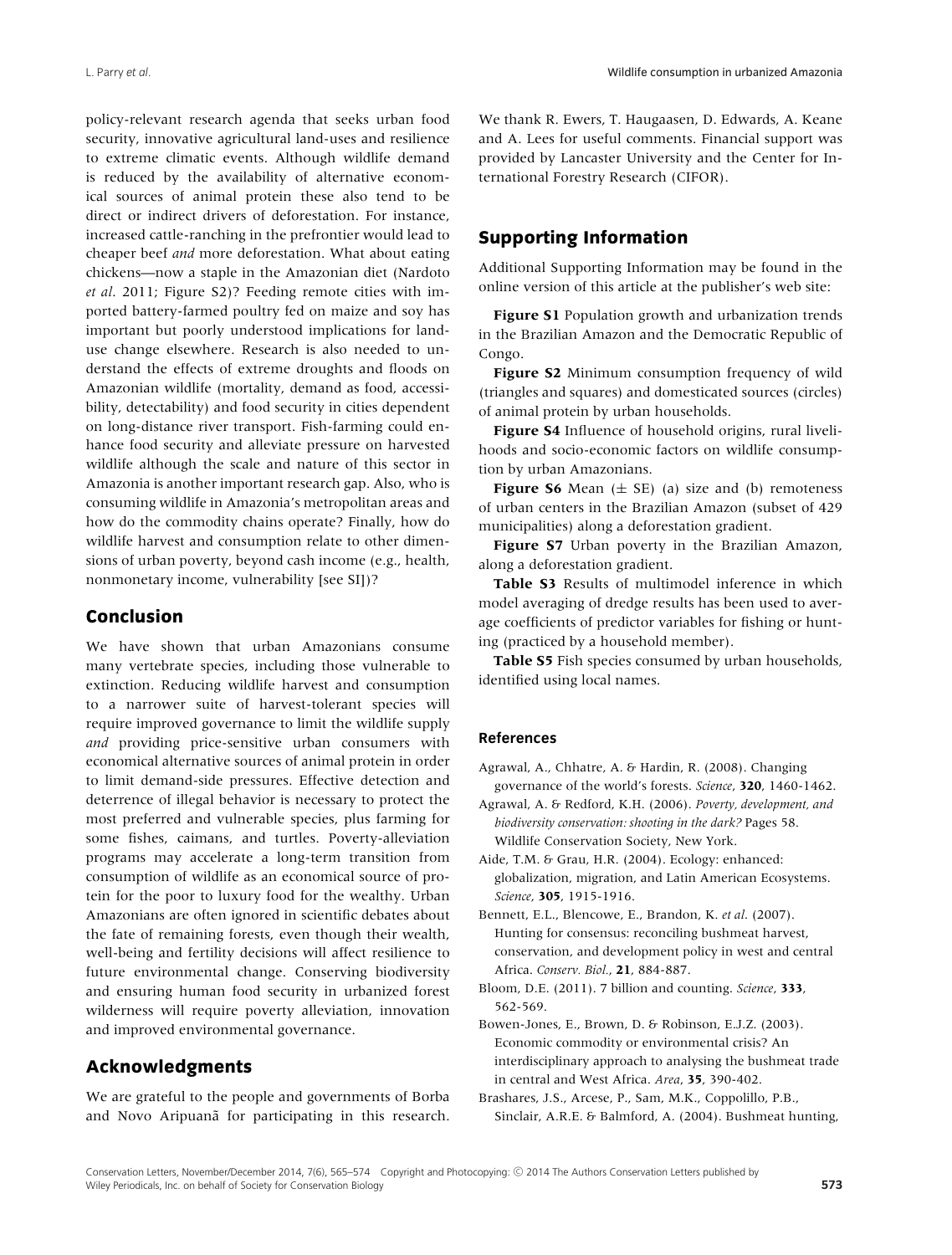policy-relevant research agenda that seeks urban food security, innovative agricultural land-uses and resilience to extreme climatic events. Although wildlife demand is reduced by the availability of alternative economical sources of animal protein these also tend to be direct or indirect drivers of deforestation. For instance, increased cattle-ranching in the prefrontier would lead to cheaper beef *and* more deforestation. What about eating chickens—now a staple in the Amazonian diet (Nardoto *et al.* 2011; Figure S2)? Feeding remote cities with imported battery-farmed poultry fed on maize and soy has important but poorly understood implications for land-use change elsewhere. Research is also needed to understand the effects of extreme droughts and floods on Amazonian wildlife (mortality, demand as food, accessibility, detectability) and food security in cities dependent on long-distance river transport. Fish-farming could enhance food security and alleviate pressure on harvested wildlife although the scale and nature of this sector in Amazonia is another important research gap. Also, who is consuming wildlife in Amazonia's metropolitan areas and how do the commodity chains operate? Finally, how do wildlife harvest and consumption relate to other dimensions of urban poverty, beyond cash income (e.g., health, nonmonetary income, vulnerability [see SI])?

## Conclusion

We have shown that urban Amazonians consume many vertebrate species, including those vulnerable to extinction. Reducing wildlife harvest and consumption to a narrower suite of harvest-tolerant species will require improved governance to limit the wildlife supply *and* providing price-sensitive urban consumers with economical alternative sources of animal protein in order to limit demand-side pressures. Effective detection and deterrence of illegal behavior is necessary to protect the most preferred and vulnerable species, plus farming for some fishes, caimans, and turtles. Poverty-alleviation programs may accelerate a long-term transition from consumption of wildlife as an economical source of protein for the poor to luxury food for the wealthy. Urban Amazonians are often ignored in scientific debates about the fate of remaining forests, even though their wealth, well-being and fertility decisions will affect resilience to future environmental change. Conserving biodiversity and ensuring human food security in urbanized forest wilderness will require poverty alleviation, innovation and improved environmental governance.

## Acknowledgments

We are grateful to the people and governments of Borba and Novo Aripuanã for participating in this research. We thank R. Ewers, T. Haugaasen, D. Edwards, A. Keane and A. Lees for useful comments. Financial support was provided by Lancaster University and the Center for International Forestry Research (CIFOR).

## Supporting Information

Additional Supporting Information may be found in the online version of this article at the publisher's web site:

**Figure S1** Population growth and urbanization trends in the Brazilian Amazon and the Democratic Republic of Congo.

**Figure S2** Minimum consumption frequency of wild (triangles and squares) and domesticated sources (circles) of animal protein by urban households.

**Figure S4** Influence of household origins, rural livelihoods and socio-economic factors on wildlife consumption by urban Amazonians.

**Figure S6** Mean (± SE) (a) size and (b) remoteness of urban centers in the Brazilian Amazon (subset of 429 municipalities) along a deforestation gradient.

**Figure S7** Urban poverty in the Brazilian Amazon, along a deforestation gradient.

**Table S3** Results of multimodel inference in which model averaging of dredge results has been used to average coefficients of predictor variables for fishing or hunting (practiced by a household member).

**Table S5** Fish species consumed by urban households, identified using local names.

### References

Agrawal, A., Chhatre, A. & Hardin, R. (2008). Changing governance of the world's forests. *Science*, **320**, 1460-1462.

Agrawal, A. & Redford, K.H. (2006). *Poverty, development, and biodiversity conservation: shooting in the dark?* Pages 58. Wildlife Conservation Society, New York.

Aide, T.M. & Grau, H.R. (2004). Ecology: enhanced: globalization, migration, and Latin American Ecosystems. *Science*, **305**, 1915-1916.

Bennett, E.L., Blencowe, E., Brandon, K. *et al*. (2007). Hunting for consensus: reconciling bushmeat harvest, conservation, and development policy in west and central Africa. *Conserv. Biol.*, **21**, 884-887.

Bloom, D.E. (2011). 7 billion and counting. *Science*, **333**, 562-569.

Bowen-Jones, E., Brown, D. & Robinson, E.J.Z. (2003). Economic commodity or environmental crisis? An interdisciplinary approach to analysing the bushmeat trade in central and West Africa. *Area*, **35**, 390-402.

Brashares, J.S., Arcese, P., Sam, M.K., Coppolillo, P.B., Sinclair, A.R.E. & Balmford, A. (2004). Bushmeat hunting,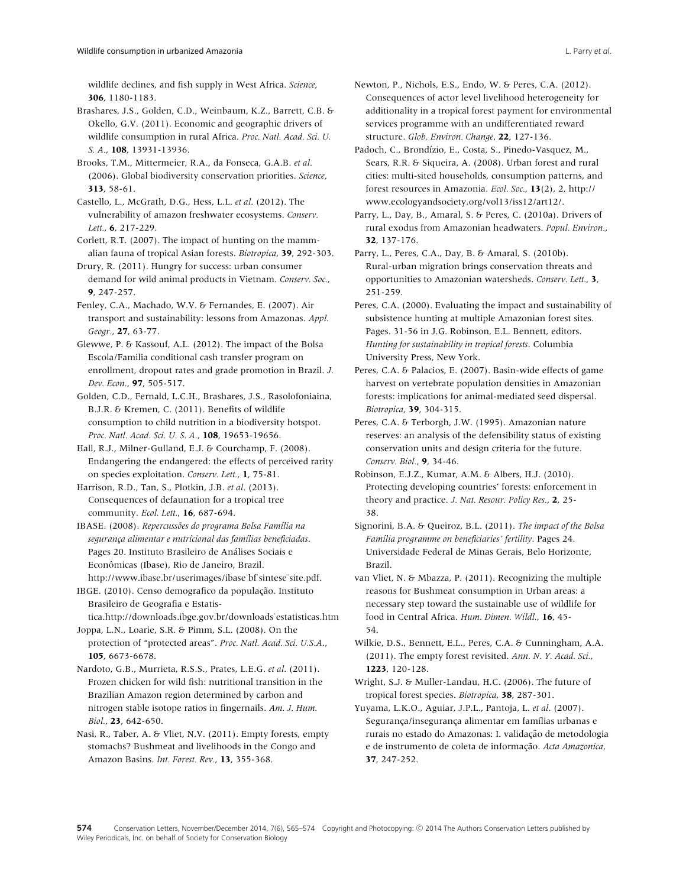wildlife declines, and fish supply in West Africa. *Science*, **306**, 1180-1183.

Brashares, J.S., Golden, C.D., Weinbaum, K.Z., Barrett, C.B. & Okello, G.V. (2011). Economic and geographic drivers of wildlife consumption in rural Africa. *Proc. Natl. Acad. Sci. U. S. A.*, **108**, 13931-13936.

Brooks, T.M., Mittermeier, R.A., da Fonseca, G.A.B. *et al*. (2006). Global biodiversity conservation priorities. *Science*, **313**, 58-61.

Castello, L., McGrath, D.G., Hess, L.L. *et al*. (2012). The vulnerability of amazon freshwater ecosystems. *Conserv. Lett.*, **6**, 217-229.

Corlett, R.T. (2007). The impact of hunting on the mammalian fauna of tropical Asian forests. *Biotropica*, **39**, 292-303.

Drury, R. (2011). Hungry for success: urban consumer demand for wild animal products in Vietnam. *Conserv. Soc.*, **9**, 247-257.

Fenley, C.A., Machado, W.V. & Fernandes, E. (2007). Air transport and sustainability: lessons from Amazonas. *Appl. Geogr.*, **27**, 63-77.

Glewwe, P. & Kassouf, A.L. (2012). The impact of the Bolsa Escola/Familia conditional cash transfer program on enrollment, dropout rates and grade promotion in Brazil. *J. Dev. Econ.*, **97**, 505-517.

Golden, C.D., Fernald, L.C.H., Brashares, J.S., Rasolofoniaina, B.J.R. & Kremen, C. (2011). Benefits of wildlife consumption to child nutrition in a biodiversity hotspot. *Proc. Natl. Acad. Sci. U. S. A.*, **108**, 19653-19656.

Hall, R.J., Milner-Gulland, E.J. & Courchamp, F. (2008). Endangering the endangered: the effects of perceived rarity on species exploitation. *Conserv. Lett.*, **1**, 75-81.

Harrison, R.D., Tan, S., Plotkin, J.B. *et al*. (2013). Consequences of defaunation for a tropical tree community. *Ecol. Lett.*, **16**, 687-694.

IBASE. (2008). *Repercussões do programa Bolsa Família na segurança alimentar e nutricional das famílias beneficiadas*. Pages 20. Instituto Brasileiro de Análises Sociais e Econômicas (Ibase), Rio de Janeiro, Brazil. http://www.ibase.br/userimages/ibase˙bf˙sintese˙site.pdf.

IBGE. (2010). Censo demografico da população. Instituto Brasileiro de Geografia e Estatistica.http://downloads.ibge.gov.br/downloads˙estatisticas.htm

Joppa, L.N., Loarie, S.R. & Pimm, S.L. (2008). On the protection of "protected areas". *Proc. Natl. Acad. Sci. U.S.A.*, **105**, 6673-6678.

Nardoto, G.B., Murrieta, R.S.S., Prates, L.E.G. *et al*. (2011). Frozen chicken for wild fish: nutritional transition in the Brazilian Amazon region determined by carbon and nitrogen stable isotope ratios in fingernails. *Am. J. Hum. Biol.*, **23**, 642-650.

Nasi, R., Taber, A. & Vliet, N.V. (2011). Empty forests, empty stomachs? Bushmeat and livelihoods in the Congo and Amazon Basins. *Int. Forest. Rev.*, **13**, 355-368.

Newton, P., Nichols, E.S., Endo, W. & Peres, C.A. (2012). Consequences of actor level livelihood heterogeneity for additionality in a tropical forest payment for environmental services programme with an undifferentiated reward structure. *Glob. Environ. Change*, **22**, 127-136.

Padoch, C., Brondízio, E., Costa, S., Pinedo-Vasquez, M., Sears, R.R. & Siqueira, A. (2008). Urban forest and rural cities: multi-sited households, consumption patterns, and forest resources in Amazonia. *Ecol. Soc.*, **13**(2), 2, http://www.ecologyandsociety.org/vol13/iss12/art12/.

Parry, L., Day, B., Amaral, S. & Peres, C. (2010a). Drivers of rural exodus from Amazonian headwaters. *Popul. Environ.*, **32**, 137-176.

Parry, L., Peres, C.A., Day, B. & Amaral, S. (2010b). Rural-urban migration brings conservation threats and opportunities to Amazonian watersheds. *Conserv. Lett.*, **3**, 251-259.

Peres, C.A. (2000). Evaluating the impact and sustainability of subsistence hunting at multiple Amazonian forest sites. Pages. 31-56 in J.G. Robinson, E.L. Bennett, editors. *Hunting for sustainability in tropical forests*. Columbia University Press, New York.

Peres, C.A. & Palacios, E. (2007). Basin-wide effects of game harvest on vertebrate population densities in Amazonian forests: implications for animal-mediated seed dispersal. *Biotropica*, **39**, 304-315.

Peres, C.A. & Terborgh, J.W. (1995). Amazonian nature reserves: an analysis of the defensibility status of existing conservation units and design criteria for the future. *Conserv. Biol.*, **9**, 34-46.

Robinson, E.J.Z., Kumar, A.M. & Albers, H.J. (2010). Protecting developing countries' forests: enforcement in theory and practice. *J. Nat. Resour. Policy Res.*, **2**, 25-38.

Signorini, B.A. & Queiroz, B.L. (2011). *The impact of the Bolsa Família programme on beneficiaries' fertility*. Pages 24. Universidade Federal de Minas Gerais, Belo Horizonte, Brazil.

van Vliet, N. & Mbazza, P. (2011). Recognizing the multiple reasons for Bushmeat consumption in Urban areas: a necessary step toward the sustainable use of wildlife for food in Central Africa. *Hum. Dimen. Wildl.*, **16**, 45-54.

Wilkie, D.S., Bennett, E.L., Peres, C.A. & Cunningham, A.A. (2011). The empty forest revisited. *Ann. N. Y. Acad. Sci.*, **1223**, 120-128.

Wright, S.J. & Muller-Landau, H.C. (2006). The future of tropical forest species. *Biotropica*, **38**, 287-301.

Yuyama, L.K.O., Aguiar, J.P.L., Pantoja, L. *et al*. (2007). Segurança/insegurança alimentar em famílias urbanas e rurais no estado do Amazonas: I. validação de metodologia e de instrumento de coleta de informação. *Acta Amazonica*, **37**, 247-252.